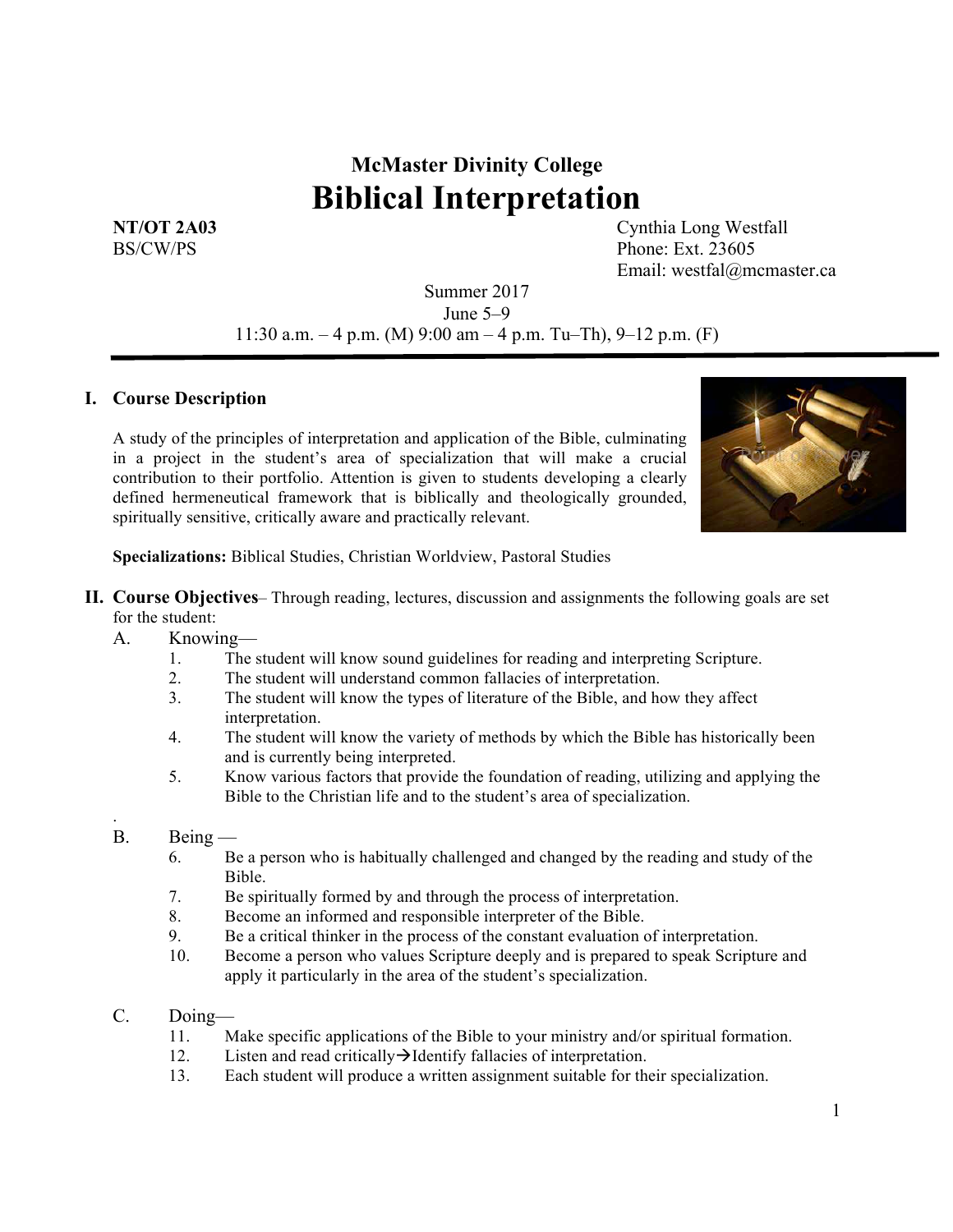# McMaster Divinity College

# Biblical Interpretation

**NT/OT 2A03**
BS/CW/PS

Cynthia Long Westfall
Phone: Ext. 23605
Email: westfal@mcmaster.ca

Summer 2017
June 5–9
11:30 a.m. – 4 p.m. (M) 9:00 am – 4 p.m. Tu–Th), 9–12 p.m. (F)

## I. Course Description

A study of the principles of interpretation and application of the Bible, culminating in a project in the student's area of specialization that will make a crucial contribution to their portfolio. Attention is given to students developing a clearly defined hermeneutical framework that is biblically and theologically grounded, spiritually sensitive, critically aware and practically relevant.

**Specializations:** Biblical Studies, Christian Worldview, Pastoral Studies

## II. Course Objectives

– Through reading, lectures, discussion and assignments the following goals are set for the student:

A. Knowing—
1. The student will know sound guidelines for reading and interpreting Scripture.
2. The student will understand common fallacies of interpretation.
3. The student will know the types of literature of the Bible, and how they affect interpretation.
4. The student will know the variety of methods by which the Bible has historically been and is currently being interpreted.
5. Know various factors that provide the foundation of reading, utilizing and applying the Bible to the Christian life and to the student's area of specialization.

B. Being —
6. Be a person who is habitually challenged and changed by the reading and study of the Bible.
7. Be spiritually formed by and through the process of interpretation.
8. Become an informed and responsible interpreter of the Bible.
9. Be a critical thinker in the process of the constant evaluation of interpretation.
10. Become a person who values Scripture deeply and is prepared to speak Scripture and apply it particularly in the area of the student's specialization.

C. Doing—
11. Make specific applications of the Bible to your ministry and/or spiritual formation.
12. Listen and read critically→Identify fallacies of interpretation.
13. Each student will produce a written assignment suitable for their specialization.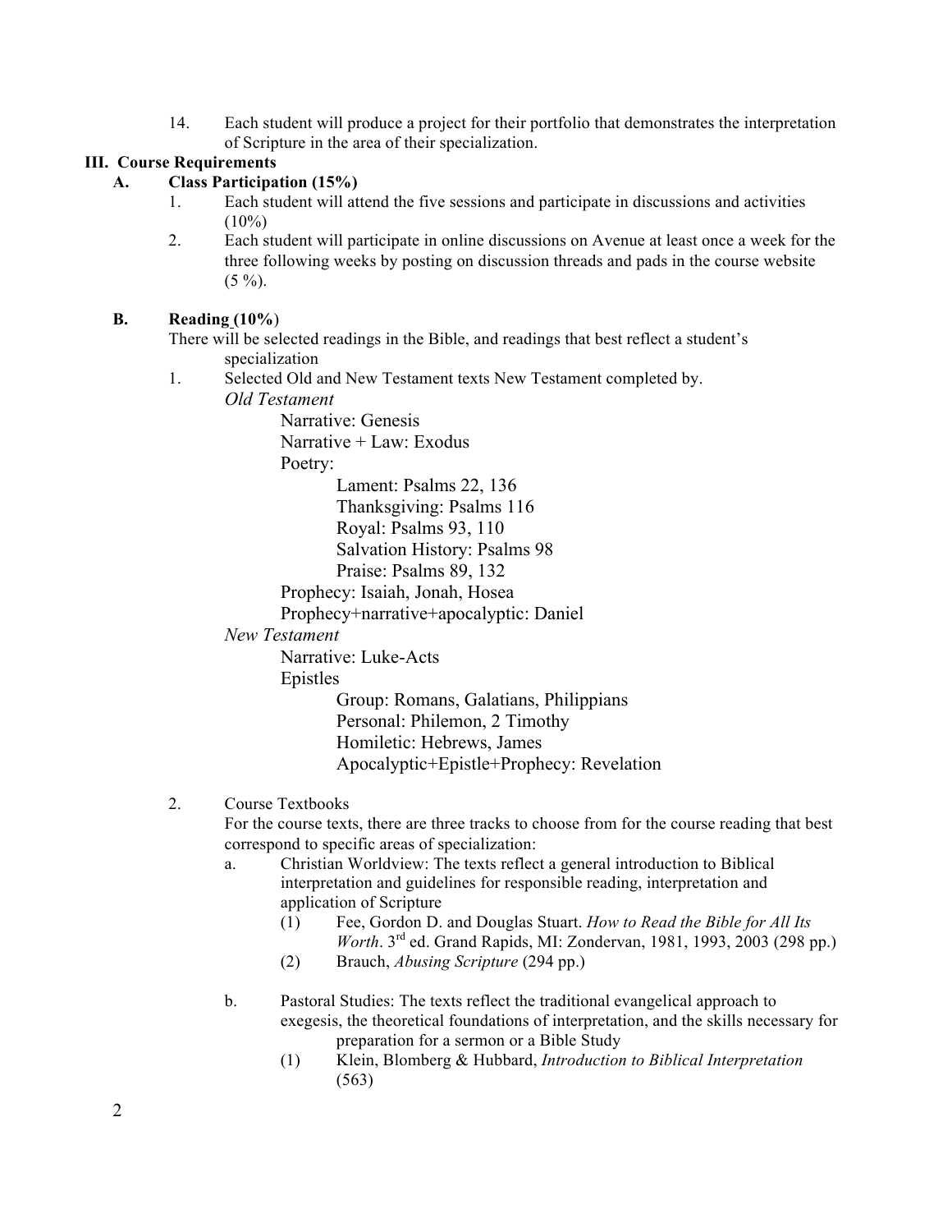14. Each student will produce a project for their portfolio that demonstrates the interpretation of Scripture in the area of their specialization.

## III. Course Requirements

### A. Class Participation (15%)

1. Each student will attend the five sessions and participate in discussions and activities (10%)
2. Each student will participate in online discussions on Avenue at least once a week for the three following weeks by posting on discussion threads and pads in the course website (5 %).

### B. Reading (10%)

There will be selected readings in the Bible, and readings that best reflect a student's specialization

1. Selected Old and New Testament texts New Testament completed by.

   *Old Testament*

   - Narrative: Genesis
   - Narrative + Law: Exodus
   - Poetry:
     - Lament: Psalms 22, 136
     - Thanksgiving: Psalms 116
     - Royal: Psalms 93, 110
     - Salvation History: Psalms 98
     - Praise: Psalms 89, 132
   - Prophecy: Isaiah, Jonah, Hosea
   - Prophecy+narrative+apocalyptic: Daniel

   *New Testament*

   - Narrative: Luke-Acts
   - Epistles
     - Group: Romans, Galatians, Philippians
     - Personal: Philemon, 2 Timothy
     - Homiletic: Hebrews, James
     - Apocalyptic+Epistle+Prophecy: Revelation

2. Course Textbooks

   For the course texts, there are three tracks to choose from for the course reading that best correspond to specific areas of specialization:

   a. Christian Worldview: The texts reflect a general introduction to Biblical interpretation and guidelines for responsible reading, interpretation and application of Scripture

      (1) Fee, Gordon D. and Douglas Stuart. *How to Read the Bible for All Its Worth*. 3rd ed. Grand Rapids, MI: Zondervan, 1981, 1993, 2003 (298 pp.)

      (2) Brauch, *Abusing Scripture* (294 pp.)

   b. Pastoral Studies: The texts reflect the traditional evangelical approach to exegesis, the theoretical foundations of interpretation, and the skills necessary for preparation for a sermon or a Bible Study

      (1) Klein, Blomberg & Hubbard, *Introduction to Biblical Interpretation* (563)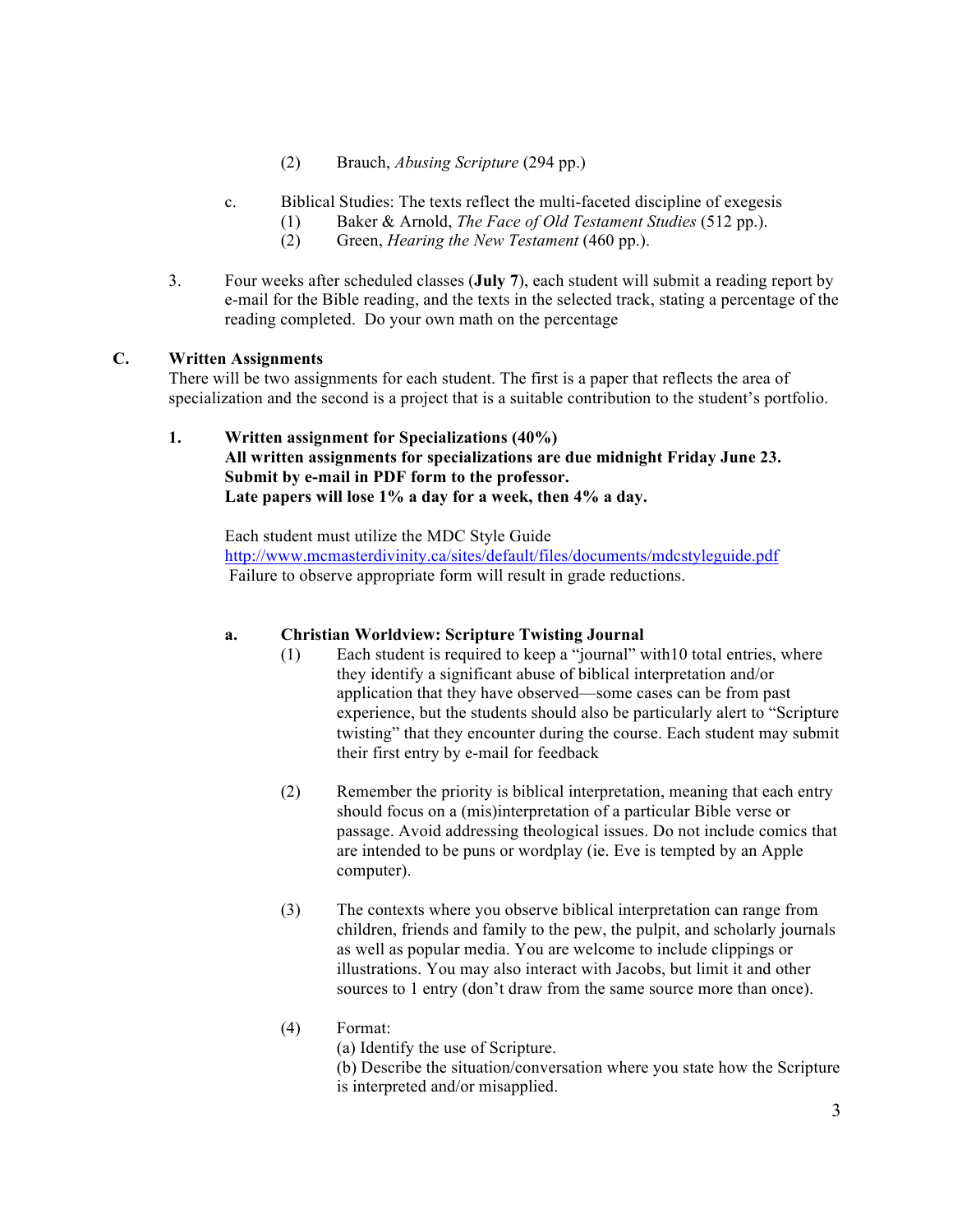(2) Brauch, *Abusing Scripture* (294 pp.)

c. Biblical Studies: The texts reflect the multi-faceted discipline of exegesis
   (1) Baker & Arnold, *The Face of Old Testament Studies* (512 pp.).
   (2) Green, *Hearing the New Testament* (460 pp.).

3. Four weeks after scheduled classes (**July 7**), each student will submit a reading report by e-mail for the Bible reading, and the texts in the selected track, stating a percentage of the reading completed. Do your own math on the percentage

## C. Written Assignments

There will be two assignments for each student. The first is a paper that reflects the area of specialization and the second is a project that is a suitable contribution to the student's portfolio.

### 1. Written assignment for Specializations (40%)

**All written assignments for specializations are due midnight Friday June 23.**
**Submit by e-mail in PDF form to the professor.**
**Late papers will lose 1% a day for a week, then 4% a day.**

Each student must utilize the MDC Style Guide
http://www.mcmasterdivinity.ca/sites/default/files/documents/mdcstyleguide.pdf
Failure to observe appropriate form will result in grade reductions.

#### a. Christian Worldview: Scripture Twisting Journal

(1) Each student is required to keep a "journal" with10 total entries, where they identify a significant abuse of biblical interpretation and/or application that they have observed—some cases can be from past experience, but the students should also be particularly alert to "Scripture twisting" that they encounter during the course. Each student may submit their first entry by e-mail for feedback

(2) Remember the priority is biblical interpretation, meaning that each entry should focus on a (mis)interpretation of a particular Bible verse or passage. Avoid addressing theological issues. Do not include comics that are intended to be puns or wordplay (ie. Eve is tempted by an Apple computer).

(3) The contexts where you observe biblical interpretation can range from children, friends and family to the pew, the pulpit, and scholarly journals as well as popular media. You are welcome to include clippings or illustrations. You may also interact with Jacobs, but limit it and other sources to 1 entry (don't draw from the same source more than once).

(4) Format:
(a) Identify the use of Scripture.
(b) Describe the situation/conversation where you state how the Scripture is interpreted and/or misapplied.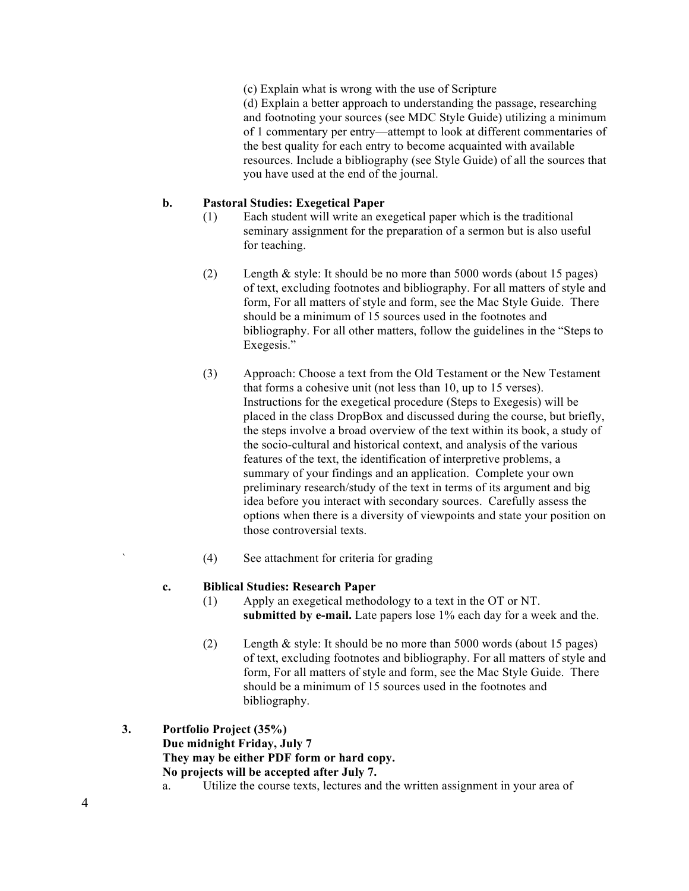(c) Explain what is wrong with the use of Scripture

(d) Explain a better approach to understanding the passage, researching and footnoting your sources (see MDC Style Guide) utilizing a minimum of 1 commentary per entry—attempt to look at different commentaries of the best quality for each entry to become acquainted with available resources. Include a bibliography (see Style Guide) of all the sources that you have used at the end of the journal.

**b. Pastoral Studies: Exegetical Paper**

(1) Each student will write an exegetical paper which is the traditional seminary assignment for the preparation of a sermon but is also useful for teaching.

(2) Length & style: It should be no more than 5000 words (about 15 pages) of text, excluding footnotes and bibliography. For all matters of style and form, For all matters of style and form, see the Mac Style Guide. There should be a minimum of 15 sources used in the footnotes and bibliography. For all other matters, follow the guidelines in the "Steps to Exegesis."

(3) Approach: Choose a text from the Old Testament or the New Testament that forms a cohesive unit (not less than 10, up to 15 verses). Instructions for the exegetical procedure (Steps to Exegesis) will be placed in the class DropBox and discussed during the course, but briefly, the steps involve a broad overview of the text within its book, a study of the socio-cultural and historical context, and analysis of the various features of the text, the identification of interpretive problems, a summary of your findings and an application. Complete your own preliminary research/study of the text in terms of its argument and big idea before you interact with secondary sources. Carefully assess the options when there is a diversity of viewpoints and state your position on those controversial texts.

` (4) See attachment for criteria for grading

**c. Biblical Studies: Research Paper**

(1) Apply an exegetical methodology to a text in the OT or NT. **submitted by e-mail.** Late papers lose 1% each day for a week and the.

(2) Length & style: It should be no more than 5000 words (about 15 pages) of text, excluding footnotes and bibliography. For all matters of style and form, For all matters of style and form, see the Mac Style Guide. There should be a minimum of 15 sources used in the footnotes and bibliography.

**3. Portfolio Project (35%)**
**Due midnight Friday, July 7**
**They may be either PDF form or hard copy.**
**No projects will be accepted after July 7.**

a. Utilize the course texts, lectures and the written assignment in your area of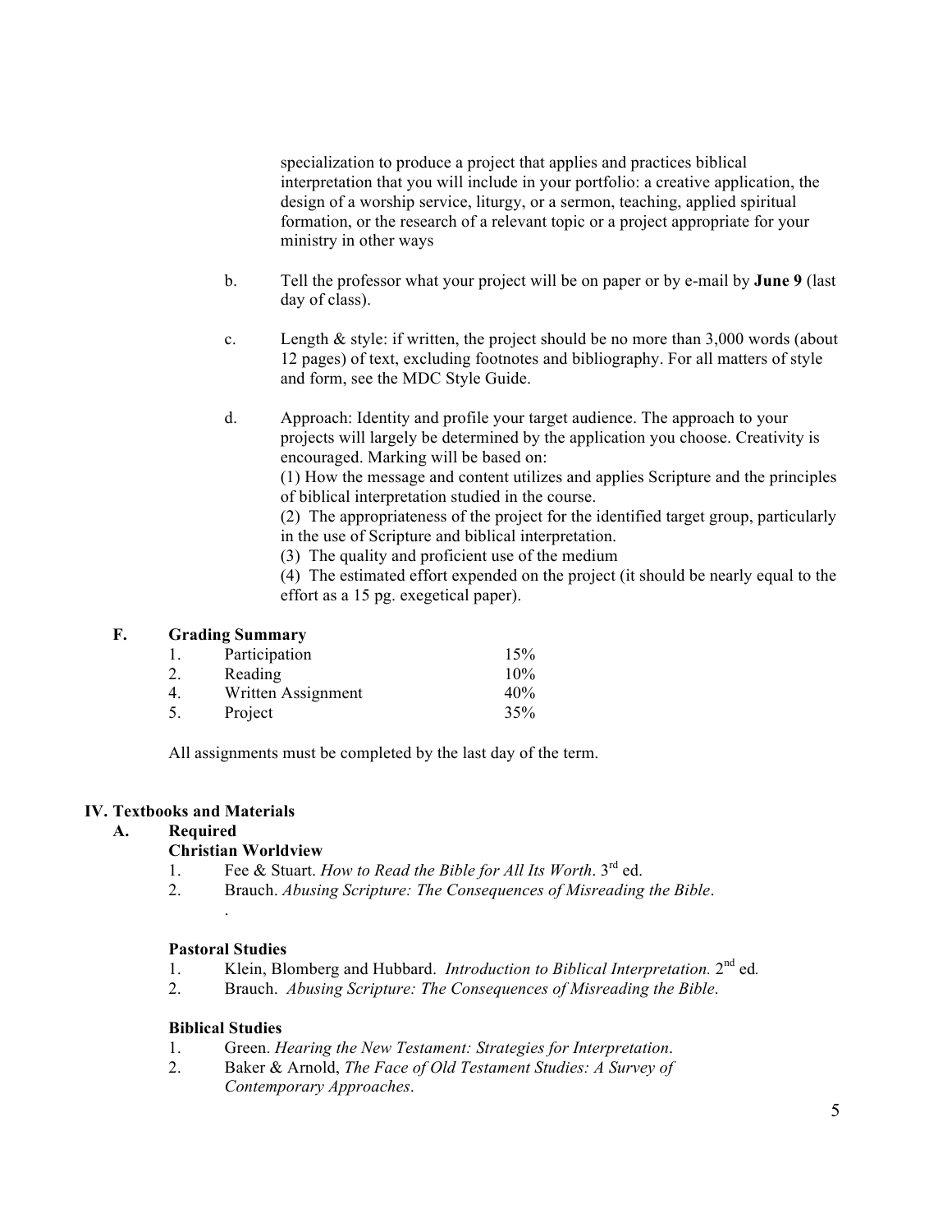specialization to produce a project that applies and practices biblical interpretation that you will include in your portfolio: a creative application, the design of a worship service, liturgy, or a sermon, teaching, applied spiritual formation, or the research of a relevant topic or a project appropriate for your ministry in other ways

b. Tell the professor what your project will be on paper or by e-mail by **June 9** (last day of class).

c. Length & style: if written, the project should be no more than 3,000 words (about 12 pages) of text, excluding footnotes and bibliography. For all matters of style and form, see the MDC Style Guide.

d. Approach: Identity and profile your target audience. The approach to your projects will largely be determined by the application you choose. Creativity is encouraged. Marking will be based on:
(1) How the message and content utilizes and applies Scripture and the principles of biblical interpretation studied in the course.
(2) The appropriateness of the project for the identified target group, particularly in the use of Scripture and biblical interpretation.
(3) The quality and proficient use of the medium
(4) The estimated effort expended on the project (it should be nearly equal to the effort as a 15 pg. exegetical paper).

### F. Grading Summary

| | | |
|---|---|---|
| 1. | Participation | 15% |
| 2. | Reading | 10% |
| 4. | Written Assignment | 40% |
| 5. | Project | 35% |

All assignments must be completed by the last day of the term.

## IV. Textbooks and Materials

### A. Required

**Christian Worldview**

1. Fee & Stuart. *How to Read the Bible for All Its Worth*. 3rd ed.
2. Brauch. *Abusing Scripture: The Consequences of Misreading the Bible*.
.

**Pastoral Studies**

1. Klein, Blomberg and Hubbard. *Introduction to Biblical Interpretation.* 2nd ed.
2. Brauch. *Abusing Scripture: The Consequences of Misreading the Bible*.

**Biblical Studies**

1. Green. *Hearing the New Testament: Strategies for Interpretation*.
2. Baker & Arnold, *The Face of Old Testament Studies: A Survey of Contemporary Approaches*.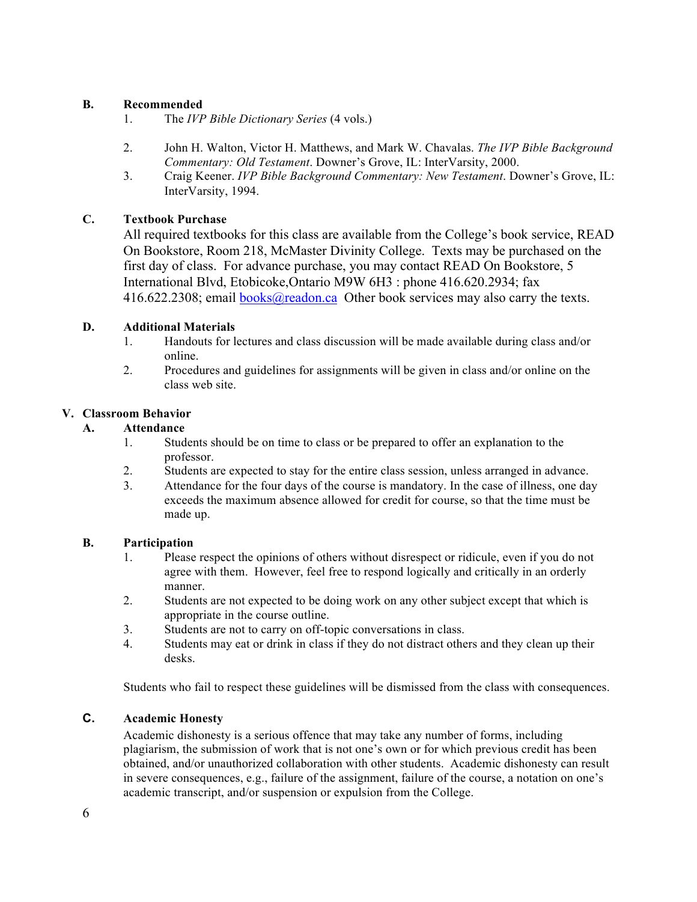### B. Recommended

1. The *IVP Bible Dictionary Series* (4 vols.)
2. John H. Walton, Victor H. Matthews, and Mark W. Chavalas. *The IVP Bible Background Commentary: Old Testament*. Downer's Grove, IL: InterVarsity, 2000.
3. Craig Keener. *IVP Bible Background Commentary: New Testament*. Downer's Grove, IL: InterVarsity, 1994.

### C. Textbook Purchase

All required textbooks for this class are available from the College's book service, READ On Bookstore, Room 218, McMaster Divinity College. Texts may be purchased on the first day of class. For advance purchase, you may contact READ On Bookstore, 5 International Blvd, Etobicoke,Ontario M9W 6H3 : phone 416.620.2934; fax 416.622.2308; email books@readon.ca Other book services may also carry the texts.

### D. Additional Materials

1. Handouts for lectures and class discussion will be made available during class and/or online.
2. Procedures and guidelines for assignments will be given in class and/or online on the class web site.

## V. Classroom Behavior

### A. Attendance

1. Students should be on time to class or be prepared to offer an explanation to the professor.
2. Students are expected to stay for the entire class session, unless arranged in advance.
3. Attendance for the four days of the course is mandatory. In the case of illness, one day exceeds the maximum absence allowed for credit for course, so that the time must be made up.

### B. Participation

1. Please respect the opinions of others without disrespect or ridicule, even if you do not agree with them. However, feel free to respond logically and critically in an orderly manner.
2. Students are not expected to be doing work on any other subject except that which is appropriate in the course outline.
3. Students are not to carry on off-topic conversations in class.
4. Students may eat or drink in class if they do not distract others and they clean up their desks.

Students who fail to respect these guidelines will be dismissed from the class with consequences.

### C. Academic Honesty

Academic dishonesty is a serious offence that may take any number of forms, including plagiarism, the submission of work that is not one's own or for which previous credit has been obtained, and/or unauthorized collaboration with other students. Academic dishonesty can result in severe consequences, e.g., failure of the assignment, failure of the course, a notation on one's academic transcript, and/or suspension or expulsion from the College.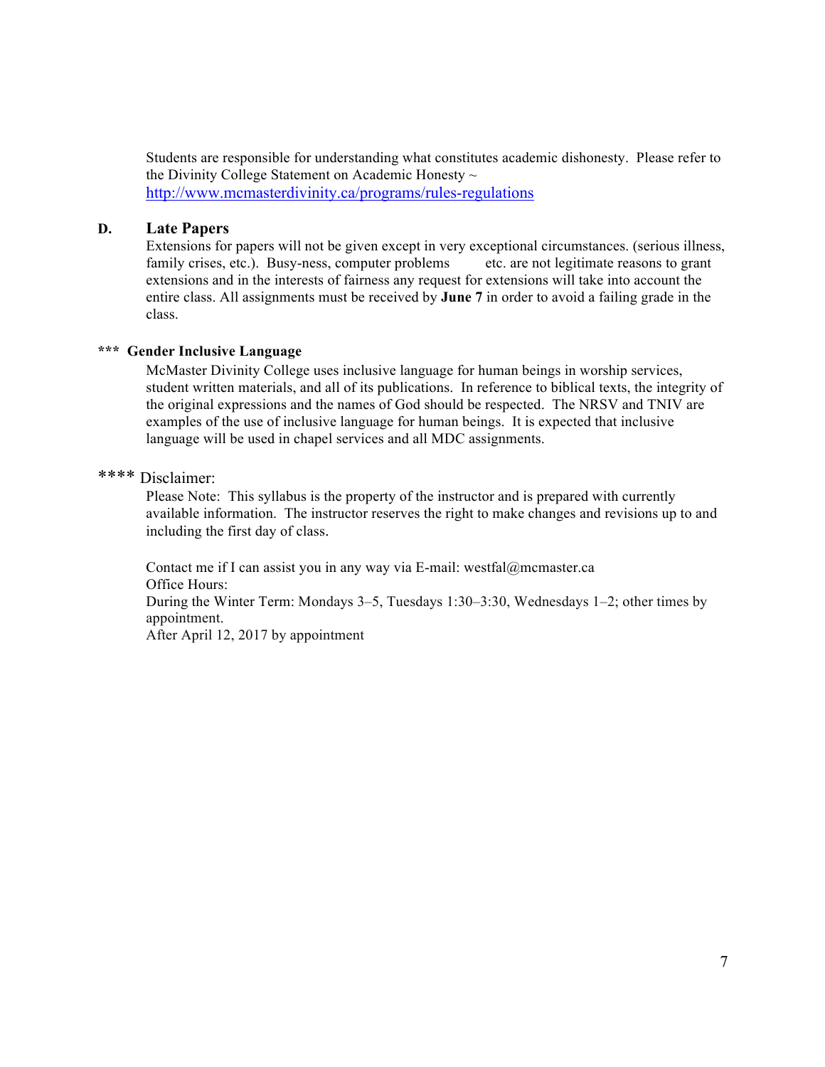Students are responsible for understanding what constitutes academic dishonesty. Please refer to the Divinity College Statement on Academic Honesty ~ [http://www.mcmasterdivinity.ca/programs/rules-regulations](http://www.mcmasterdivinity.ca/programs/rules-regulations)

### D. Late Papers

Extensions for papers will not be given except in very exceptional circumstances. (serious illness, family crises, etc.). Busy-ness, computer problems etc. are not legitimate reasons to grant extensions and in the interests of fairness any request for extensions will take into account the entire class. All assignments must be received by **June 7** in order to avoid a failing grade in the class.

### *** Gender Inclusive Language

McMaster Divinity College uses inclusive language for human beings in worship services, student written materials, and all of its publications. In reference to biblical texts, the integrity of the original expressions and the names of God should be respected. The NRSV and TNIV are examples of the use of inclusive language for human beings. It is expected that inclusive language will be used in chapel services and all MDC assignments.

### **** Disclaimer:

Please Note: This syllabus is the property of the instructor and is prepared with currently available information. The instructor reserves the right to make changes and revisions up to and including the first day of class.

Contact me if I can assist you in any way via E-mail: westfal@mcmaster.ca
Office Hours:
During the Winter Term: Mondays 3–5, Tuesdays 1:30–3:30, Wednesdays 1–2; other times by appointment.
After April 12, 2017 by appointment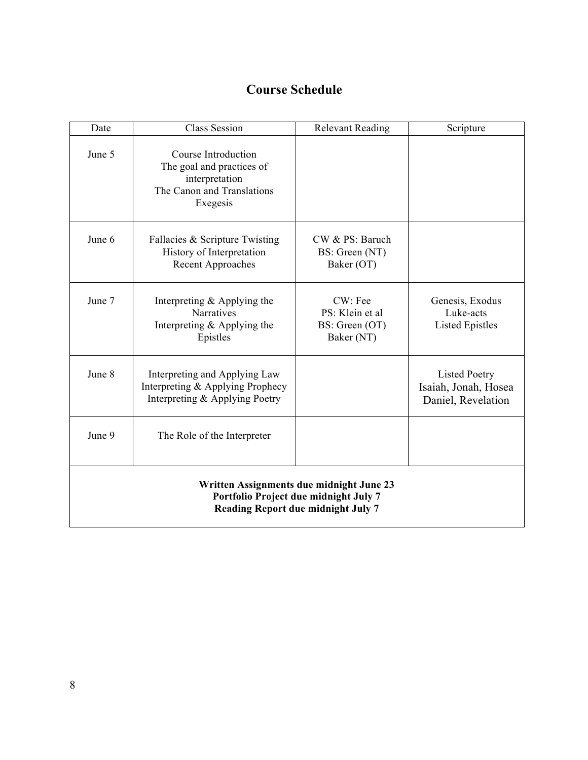# Course Schedule

| Date | Class Session | Relevant Reading | Scripture |
| --- | --- | --- | --- |
| June 5 | Course Introduction<br>The goal and practices of interpretation<br>The Canon and Translations<br>Exegesis | | |
| June 6 | Fallacies & Scripture Twisting<br>History of Interpretation<br>Recent Approaches | CW & PS: Baruch<br>BS: Green (NT)<br>Baker (OT) | |
| June 7 | Interpreting & Applying the Narratives<br>Interpreting & Applying the Epistles | CW: Fee<br>PS: Klein et al<br>BS: Green (OT)<br>Baker (NT) | Genesis, Exodus<br>Luke-acts<br>Listed Epistles |
| June 8 | Interpreting and Applying Law<br>Interpreting & Applying Prophecy<br>Interpreting & Applying Poetry | | Listed Poetry<br>Isaiah, Jonah, Hosea<br>Daniel, Revelation |
| June 9 | The Role of the Interpreter | | |
| **Written Assignments due midnight June 23**<br>**Portfolio Project due midnight July 7**<br>**Reading Report due midnight July 7** | | | |